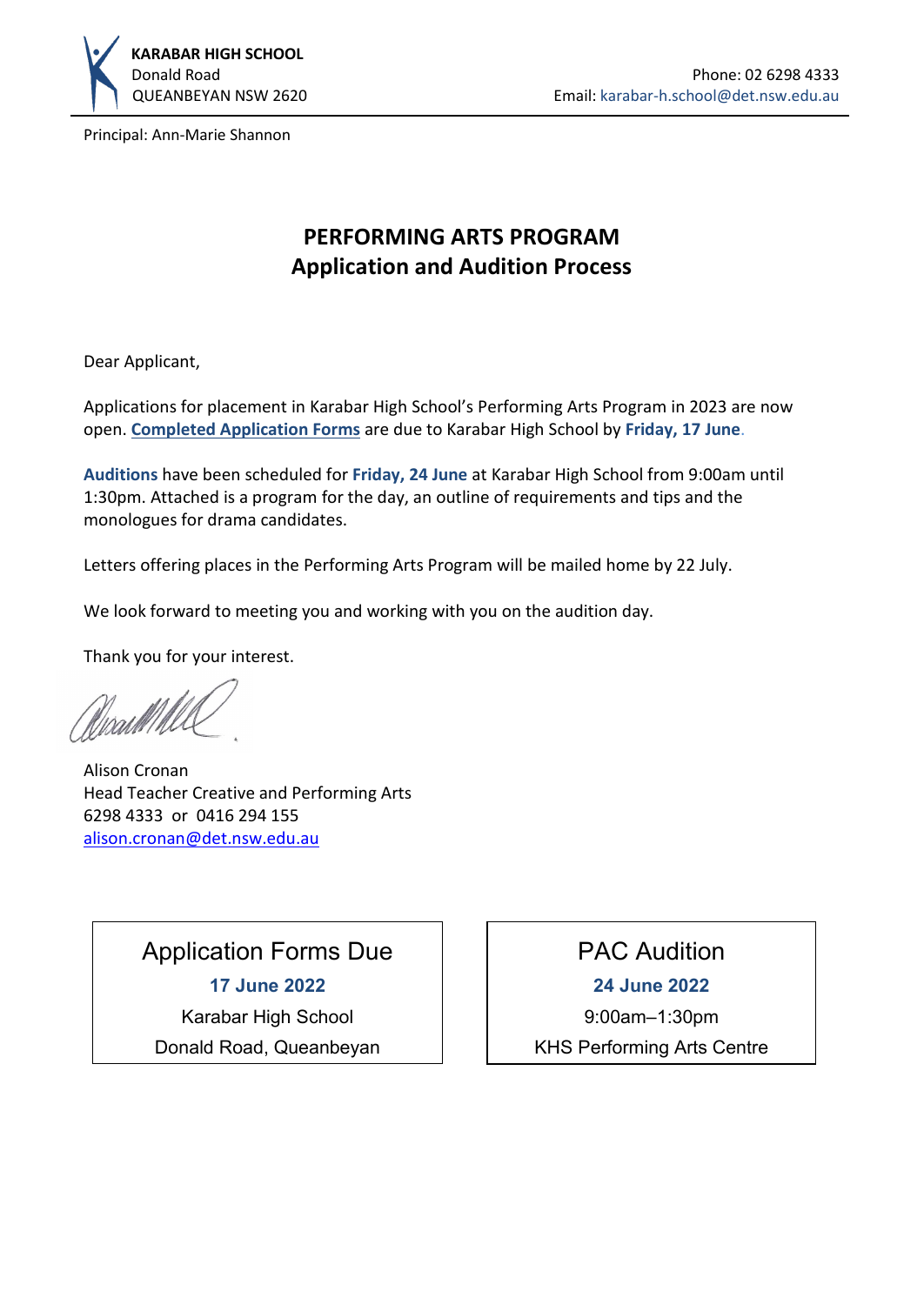**KARABAR HIGH SCHOOL**
Donald Road
QUEANBEYAN NSW 2620

Phone: 02 6298 4333
Email: karabar-h.school@det.nsw.edu.au

Principal: Ann-Marie Shannon

# PERFORMING ARTS PROGRAM
## Application and Audition Process

Dear Applicant,

Applications for placement in Karabar High School's Performing Arts Program in 2023 are now open. **Completed Application Forms** are due to Karabar High School by **Friday, 17 June**.

**Auditions** have been scheduled for **Friday, 24 June** at Karabar High School from 9:00am until 1:30pm. Attached is a program for the day, an outline of requirements and tips and the monologues for drama candidates.

Letters offering places in the Performing Arts Program will be mailed home by 22 July.

We look forward to meeting you and working with you on the audition day.

Thank you for your interest.

Alison Cronan
Head Teacher Creative and Performing Arts
6298 4333 or 0416 294 155
alison.cronan@det.nsw.edu.au

| Application Forms Due | PAC Audition |
| --- | --- |
| **17 June 2022** | **24 June 2022** |
| Karabar High School | 9:00am–1:30pm |
| Donald Road, Queanbeyan | KHS Performing Arts Centre |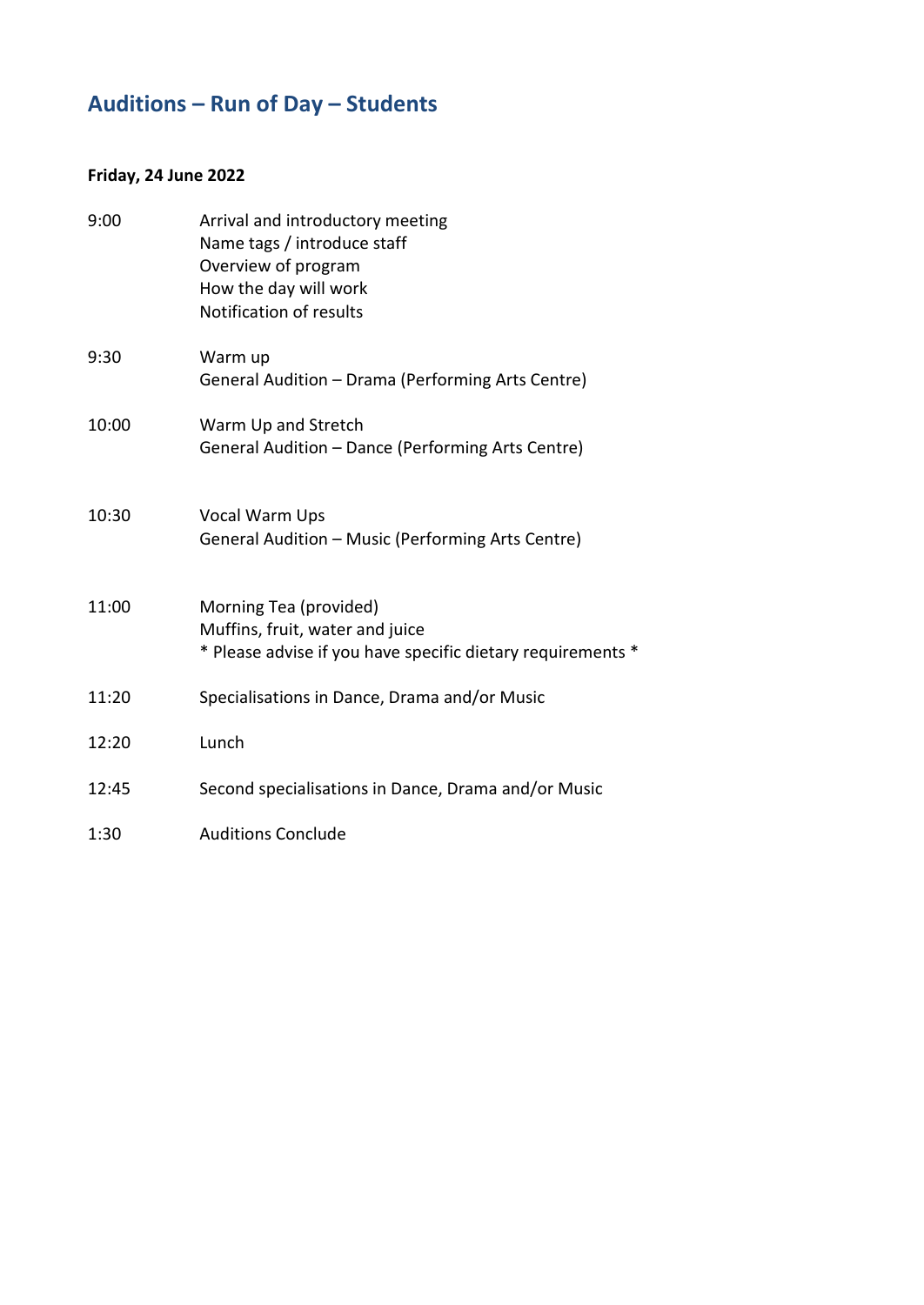## Auditions – Run of Day – Students

**Friday, 24 June 2022**

| | |
|---|---|
| 9:00 | Arrival and introductory meeting<br>Name tags / introduce staff<br>Overview of program<br>How the day will work<br>Notification of results |
| 9:30 | Warm up<br>General Audition – Drama (Performing Arts Centre) |
| 10:00 | Warm Up and Stretch<br>General Audition – Dance (Performing Arts Centre) |
| 10:30 | Vocal Warm Ups<br>General Audition – Music (Performing Arts Centre) |
| 11:00 | Morning Tea (provided)<br>Muffins, fruit, water and juice<br>* Please advise if you have specific dietary requirements * |
| 11:20 | Specialisations in Dance, Drama and/or Music |
| 12:20 | Lunch |
| 12:45 | Second specialisations in Dance, Drama and/or Music |
| 1:30 | Auditions Conclude |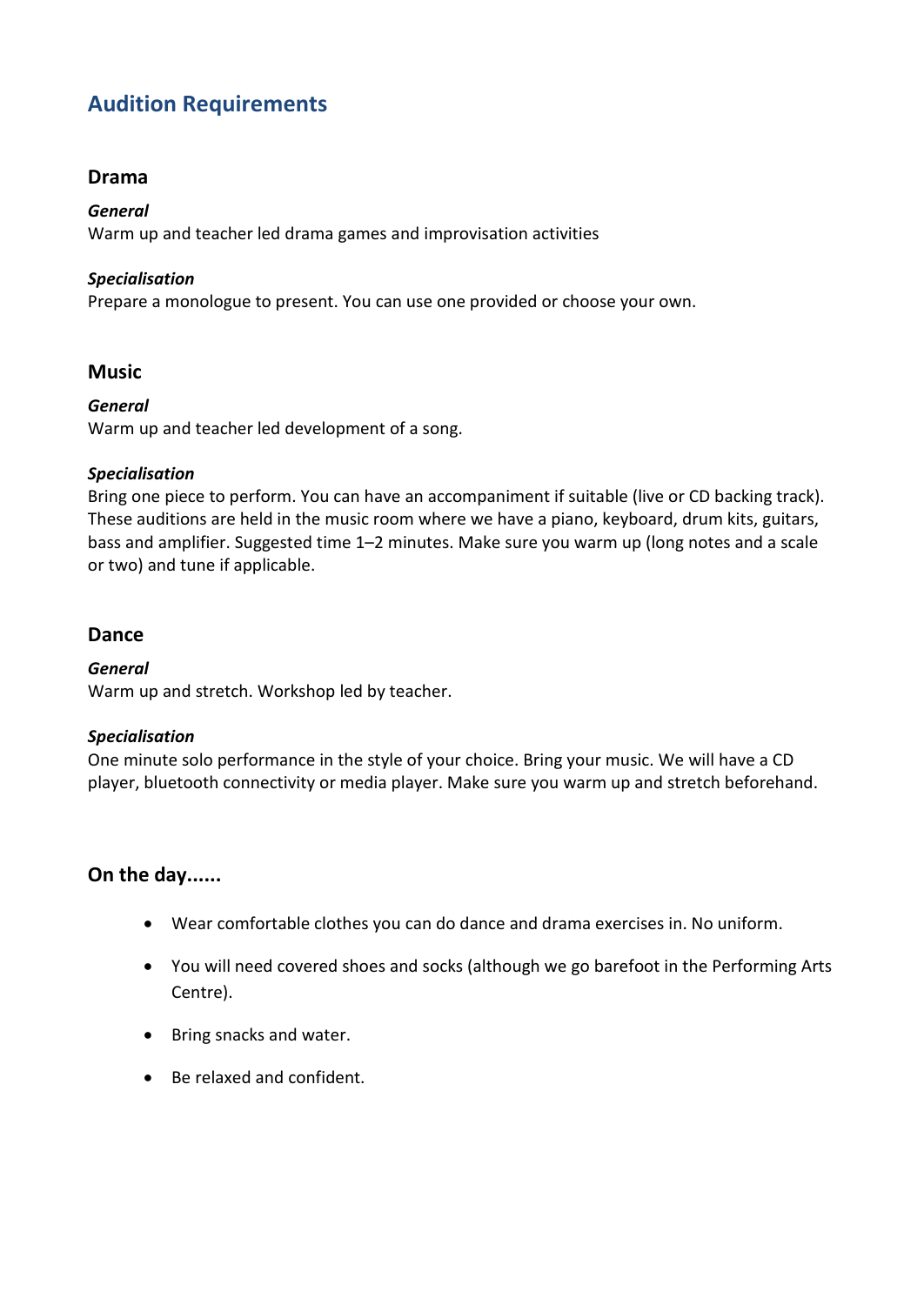## Audition Requirements

### Drama

***General***
Warm up and teacher led drama games and improvisation activities

***Specialisation***
Prepare a monologue to present. You can use one provided or choose your own.

### Music

***General***
Warm up and teacher led development of a song.

***Specialisation***
Bring one piece to perform. You can have an accompaniment if suitable (live or CD backing track). These auditions are held in the music room where we have a piano, keyboard, drum kits, guitars, bass and amplifier. Suggested time 1–2 minutes. Make sure you warm up (long notes and a scale or two) and tune if applicable.

### Dance

***General***
Warm up and stretch. Workshop led by teacher.

***Specialisation***
One minute solo performance in the style of your choice. Bring your music. We will have a CD player, bluetooth connectivity or media player. Make sure you warm up and stretch beforehand.

### On the day......

- Wear comfortable clothes you can do dance and drama exercises in. No uniform.
- You will need covered shoes and socks (although we go barefoot in the Performing Arts Centre).
- Bring snacks and water.
- Be relaxed and confident.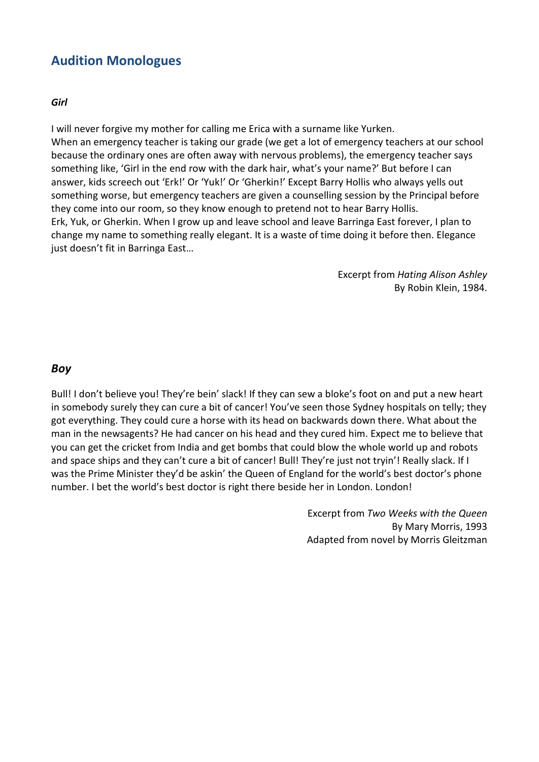## Audition Monologues

### *Girl*

I will never forgive my mother for calling me Erica with a surname like Yurken.
When an emergency teacher is taking our grade (we get a lot of emergency teachers at our school because the ordinary ones are often away with nervous problems), the emergency teacher says something like, 'Girl in the end row with the dark hair, what's your name?' But before I can answer, kids screech out 'Erk!' Or 'Yuk!' Or 'Gherkin!' Except Barry Hollis who always yells out something worse, but emergency teachers are given a counselling session by the Principal before they come into our room, so they know enough to pretend not to hear Barry Hollis.
Erk, Yuk, or Gherkin. When I grow up and leave school and leave Barringa East forever, I plan to change my name to something really elegant. It is a waste of time doing it before then. Elegance just doesn't fit in Barringa East…

Excerpt from *Hating Alison Ashley*
By Robin Klein, 1984.

### *Boy*

Bull! I don't believe you! They're bein' slack! If they can sew a bloke's foot on and put a new heart in somebody surely they can cure a bit of cancer! You've seen those Sydney hospitals on telly; they got everything. They could cure a horse with its head on backwards down there. What about the man in the newsagents? He had cancer on his head and they cured him. Expect me to believe that you can get the cricket from India and get bombs that could blow the whole world up and robots and space ships and they can't cure a bit of cancer! Bull! They're just not tryin'! Really slack. If I was the Prime Minister they'd be askin' the Queen of England for the world's best doctor's phone number. I bet the world's best doctor is right there beside her in London. London!

Excerpt from *Two Weeks with the Queen*
By Mary Morris, 1993
Adapted from novel by Morris Gleitzman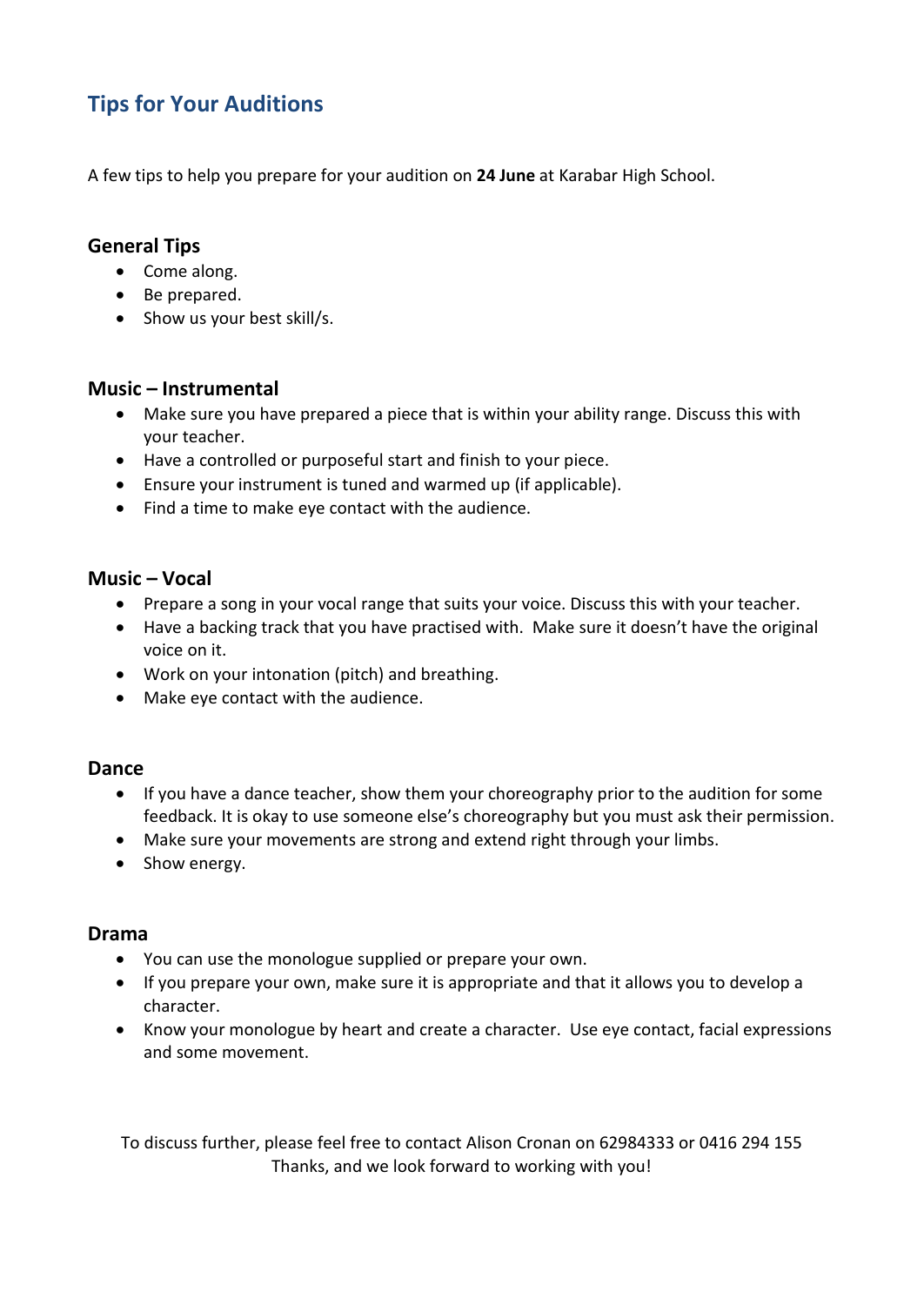## Tips for Your Auditions

A few tips to help you prepare for your audition on **24 June** at Karabar High School.

### General Tips

- Come along.
- Be prepared.
- Show us your best skill/s.

### Music – Instrumental

- Make sure you have prepared a piece that is within your ability range. Discuss this with your teacher.
- Have a controlled or purposeful start and finish to your piece.
- Ensure your instrument is tuned and warmed up (if applicable).
- Find a time to make eye contact with the audience.

### Music – Vocal

- Prepare a song in your vocal range that suits your voice. Discuss this with your teacher.
- Have a backing track that you have practised with. Make sure it doesn't have the original voice on it.
- Work on your intonation (pitch) and breathing.
- Make eye contact with the audience.

### Dance

- If you have a dance teacher, show them your choreography prior to the audition for some feedback. It is okay to use someone else's choreography but you must ask their permission.
- Make sure your movements are strong and extend right through your limbs.
- Show energy.

### Drama

- You can use the monologue supplied or prepare your own.
- If you prepare your own, make sure it is appropriate and that it allows you to develop a character.
- Know your monologue by heart and create a character. Use eye contact, facial expressions and some movement.

To discuss further, please feel free to contact Alison Cronan on 62984333 or 0416 294 155
Thanks, and we look forward to working with you!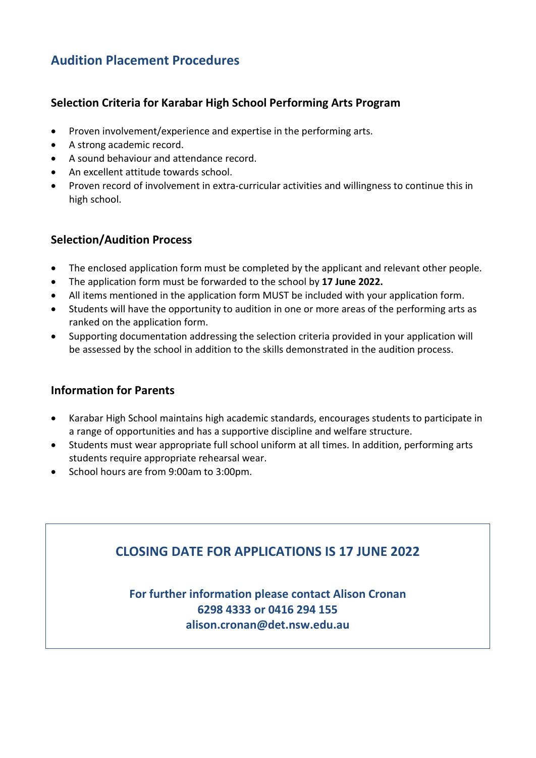## Audition Placement Procedures

### Selection Criteria for Karabar High School Performing Arts Program

- Proven involvement/experience and expertise in the performing arts.
- A strong academic record.
- A sound behaviour and attendance record.
- An excellent attitude towards school.
- Proven record of involvement in extra-curricular activities and willingness to continue this in high school.

### Selection/Audition Process

- The enclosed application form must be completed by the applicant and relevant other people.
- The application form must be forwarded to the school by **17 June 2022.**
- All items mentioned in the application form MUST be included with your application form.
- Students will have the opportunity to audition in one or more areas of the performing arts as ranked on the application form.
- Supporting documentation addressing the selection criteria provided in your application will be assessed by the school in addition to the skills demonstrated in the audition process.

### Information for Parents

- Karabar High School maintains high academic standards, encourages students to participate in a range of opportunities and has a supportive discipline and welfare structure.
- Students must wear appropriate full school uniform at all times. In addition, performing arts students require appropriate rehearsal wear.
- School hours are from 9:00am to 3:00pm.

**CLOSING DATE FOR APPLICATIONS IS 17 JUNE 2022**

**For further information please contact Alison Cronan**
**6298 4333 or 0416 294 155**
**alison.cronan@det.nsw.edu.au**